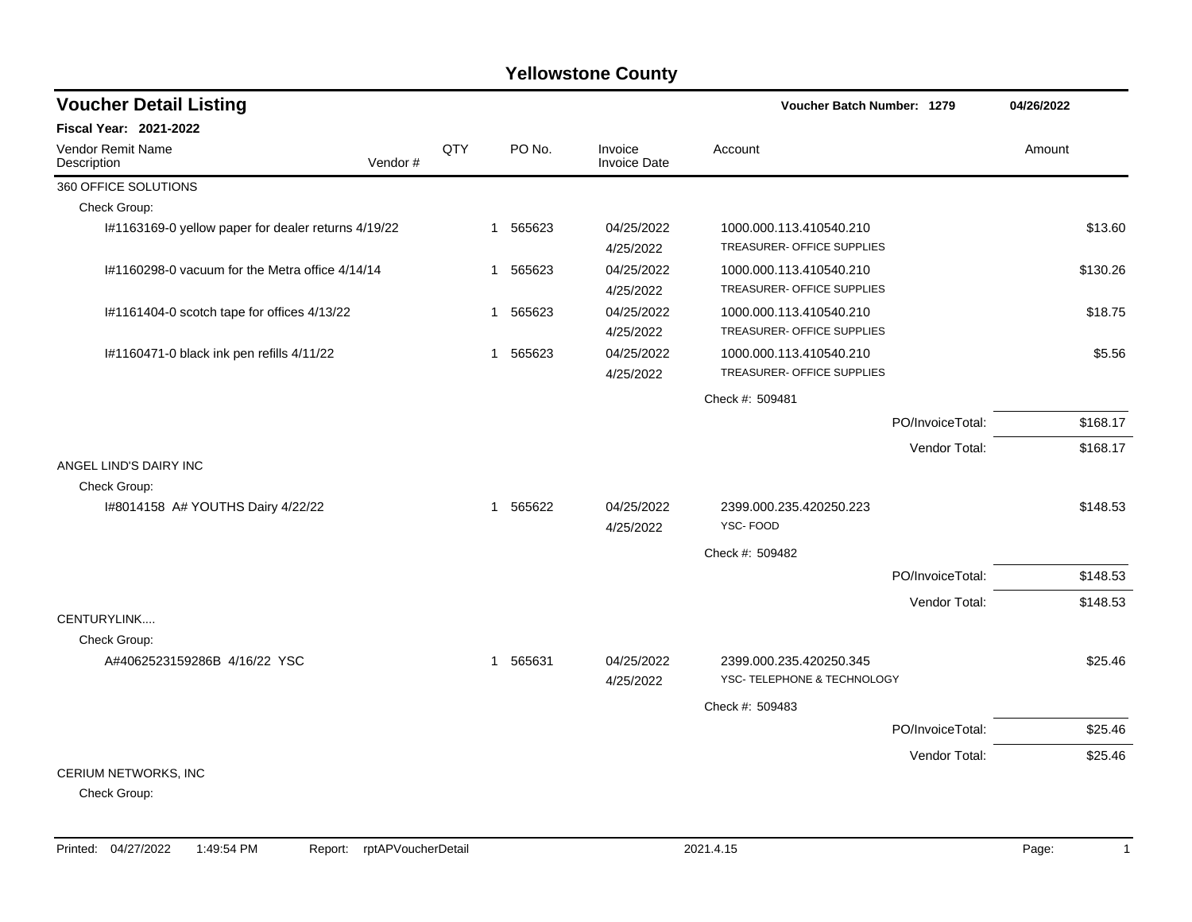# Yellowstone County

## Voucher Detail Listing

**Voucher Batch Number: 1279** 04/26/2022

**Fiscal Year: 2021-2022**

| Vendor Remit Name / Description | Vendor # | QTY | PO No. | Invoice / Invoice Date | Account | Amount |
|---|---|---|---|---|---|---|
| **360 OFFICE SOLUTIONS** | | | | | | |
| Check Group: | | | | | | |
| I#1163169-0 yellow paper for dealer returns 4/19/22 | | 1 | 565623 | 04/25/2022<br>4/25/2022 | 1000.000.113.410540.210<br>TREASURER- OFFICE SUPPLIES | $13.60 |
| I#1160298-0 vacuum for the Metra office 4/14/14 | | 1 | 565623 | 04/25/2022<br>4/25/2022 | 1000.000.113.410540.210<br>TREASURER- OFFICE SUPPLIES | $130.26 |
| I#1161404-0 scotch tape for offices 4/13/22 | | 1 | 565623 | 04/25/2022<br>4/25/2022 | 1000.000.113.410540.210<br>TREASURER- OFFICE SUPPLIES | $18.75 |
| I#1160471-0 black ink pen refills 4/11/22 | | 1 | 565623 | 04/25/2022<br>4/25/2022 | 1000.000.113.410540.210<br>TREASURER- OFFICE SUPPLIES | $5.56 |
| | | | | | Check #: 509481 | |
| | | | | | PO/InvoiceTotal: | $168.17 |
| | | | | | Vendor Total: | $168.17 |
| **ANGEL LIND'S DAIRY INC** | | | | | | |
| Check Group: | | | | | | |
| I#8014158 A# YOUTHS Dairy 4/22/22 | | 1 | 565622 | 04/25/2022<br>4/25/2022 | 2399.000.235.420250.223<br>YSC- FOOD | $148.53 |
| | | | | | Check #: 509482 | |
| | | | | | PO/InvoiceTotal: | $148.53 |
| | | | | | Vendor Total: | $148.53 |
| **CENTURYLINK....** | | | | | | |
| Check Group: | | | | | | |
| A#4062523159286B 4/16/22 YSC | | 1 | 565631 | 04/25/2022<br>4/25/2022 | 2399.000.235.420250.345<br>YSC- TELEPHONE & TECHNOLOGY | $25.46 |
| | | | | | Check #: 509483 | |
| | | | | | PO/InvoiceTotal: | $25.46 |
| | | | | | Vendor Total: | $25.46 |
| **CERIUM NETWORKS, INC** | | | | | | |
| Check Group: | | | | | | |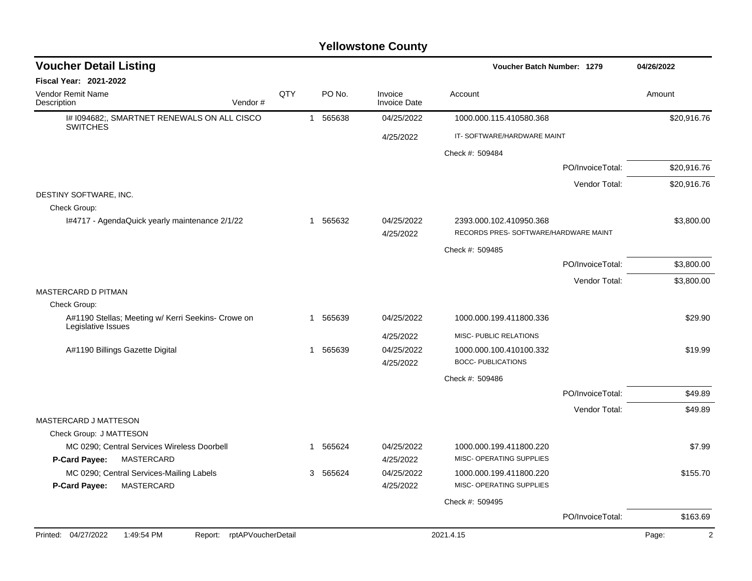# Yellowstone County

## Voucher Detail Listing

**Voucher Batch Number: 1279** **04/26/2022**

**Fiscal Year: 2021-2022**

| Vendor Remit Name / Description | Vendor # | QTY | PO No. | Invoice / Invoice Date | Account | Amount |
|---|---|---|---|---|---|---|
| I# I094682;, SMARTNET RENEWALS ON ALL CISCO SWITCHES | | 1 | 565638 | 04/25/2022 | 1000.000.115.410580.368 | $20,916.76 |
| | | | | 4/25/2022 | IT- SOFTWARE/HARDWARE MAINT | |
| | | | | | Check #: 509484 | |
| | | | | | PO/InvoiceTotal: | $20,916.76 |
| | | | | | Vendor Total: | $20,916.76 |
| DESTINY SOFTWARE, INC. | | | | | | |
| Check Group: | | | | | | |
| I#4717 - AgendaQuick yearly maintenance 2/1/22 | | 1 | 565632 | 04/25/2022 | 2393.000.102.410950.368 | $3,800.00 |
| | | | | 4/25/2022 | RECORDS PRES- SOFTWARE/HARDWARE MAINT | |
| | | | | | Check #: 509485 | |
| | | | | | PO/InvoiceTotal: | $3,800.00 |
| | | | | | Vendor Total: | $3,800.00 |
| MASTERCARD D PITMAN | | | | | | |
| Check Group: | | | | | | |
| A#1190 Stellas; Meeting w/ Kerri Seekins- Crowe on Legislative Issues | | 1 | 565639 | 04/25/2022 | 1000.000.199.411800.336 | $29.90 |
| | | | | 4/25/2022 | MISC- PUBLIC RELATIONS | |
| A#1190 Billings Gazette Digital | | 1 | 565639 | 04/25/2022 | 1000.000.100.410100.332 | $19.99 |
| | | | | 4/25/2022 | BOCC- PUBLICATIONS | |
| | | | | | Check #: 509486 | |
| | | | | | PO/InvoiceTotal: | $49.89 |
| | | | | | Vendor Total: | $49.89 |
| MASTERCARD J MATTESON | | | | | | |
| Check Group: J MATTESON | | | | | | |
| MC 0290; Central Services Wireless Doorbell | | 1 | 565624 | 04/25/2022 | 1000.000.199.411800.220 | $7.99 |
| **P-Card Payee:** MASTERCARD | | | | 4/25/2022 | MISC- OPERATING SUPPLIES | |
| MC 0290; Central Services-Mailing Labels | | 3 | 565624 | 04/25/2022 | 1000.000.199.411800.220 | $155.70 |
| **P-Card Payee:** MASTERCARD | | | | 4/25/2022 | MISC- OPERATING SUPPLIES | |
| | | | | | Check #: 509495 | |
| | | | | | PO/InvoiceTotal: | $163.69 |

Printed: 04/27/2022 1:49:54 PM Report: rptAPVoucherDetail 2021.4.15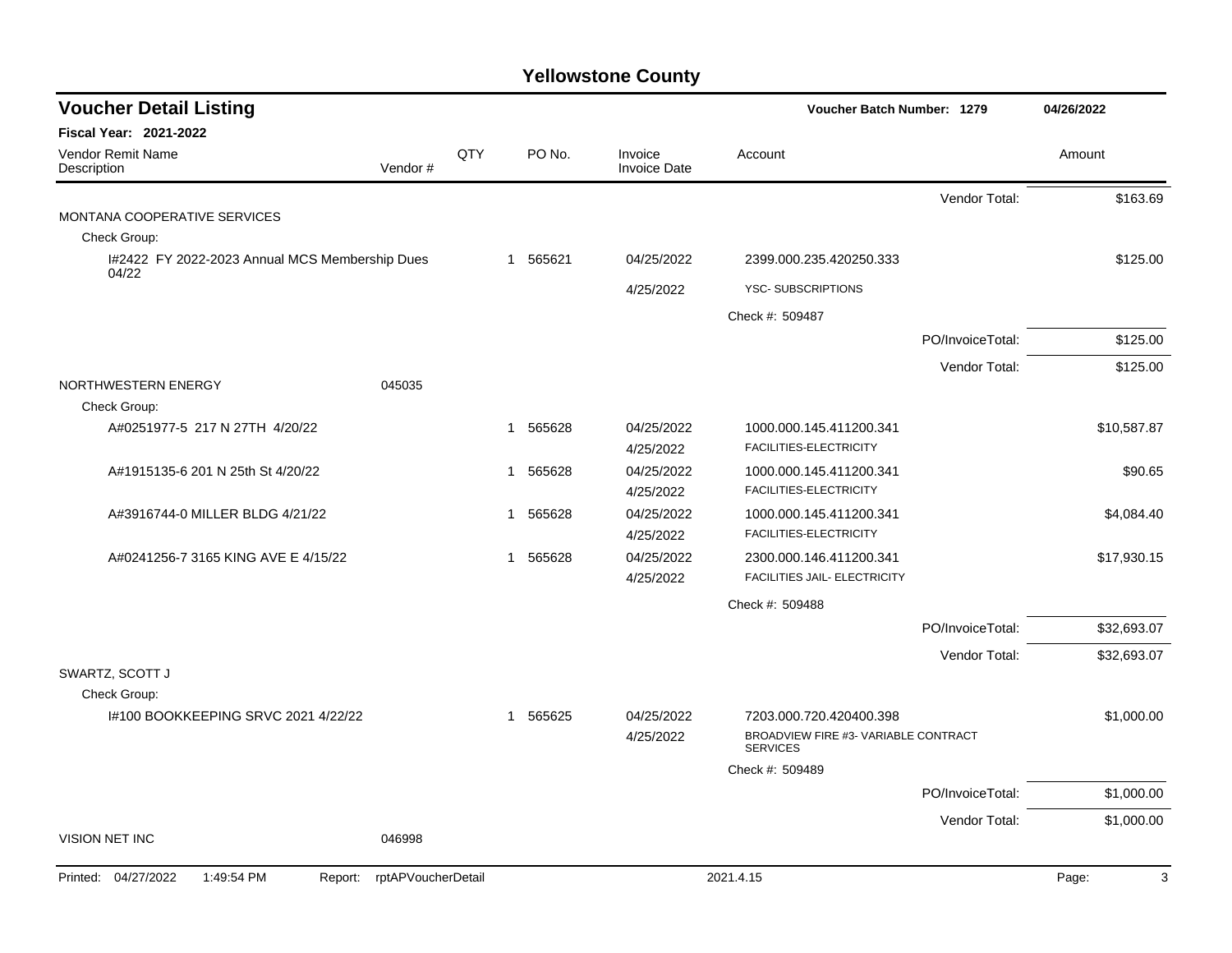## Yellowstone County

### Voucher Detail Listing

**Voucher Batch Number: 1279** — 04/26/2022

**Fiscal Year: 2021-2022**

| Vendor Remit Name / Description | Vendor # | QTY | PO No. | Invoice / Invoice Date | Account | Amount |
|---|---|---|---|---|---|---|
| | | | | | Vendor Total: | $163.69 |
| MONTANA COOPERATIVE SERVICES | | | | | | |
| Check Group: | | | | | | |
| I#2422 FY 2022-2023 Annual MCS Membership Dues 04/22 | | 1 | 565621 | 04/25/2022 / 4/25/2022 | 2399.000.235.420250.333 YSC- SUBSCRIPTIONS | $125.00 |
| | | | | | Check #: 509487 | |
| | | | | | PO/InvoiceTotal: | $125.00 |
| | | | | | Vendor Total: | $125.00 |
| NORTHWESTERN ENERGY | 045035 | | | | | |
| Check Group: | | | | | | |
| A#0251977-5 217 N 27TH 4/20/22 | | 1 | 565628 | 04/25/2022 / 4/25/2022 | 1000.000.145.411200.341 FACILITIES-ELECTRICITY | $10,587.87 |
| A#1915135-6 201 N 25th St 4/20/22 | | 1 | 565628 | 04/25/2022 / 4/25/2022 | 1000.000.145.411200.341 FACILITIES-ELECTRICITY | $90.65 |
| A#3916744-0 MILLER BLDG 4/21/22 | | 1 | 565628 | 04/25/2022 / 4/25/2022 | 1000.000.145.411200.341 FACILITIES-ELECTRICITY | $4,084.40 |
| A#0241256-7 3165 KING AVE E 4/15/22 | | 1 | 565628 | 04/25/2022 / 4/25/2022 | 2300.000.146.411200.341 FACILITIES JAIL- ELECTRICITY | $17,930.15 |
| | | | | | Check #: 509488 | |
| | | | | | PO/InvoiceTotal: | $32,693.07 |
| | | | | | Vendor Total: | $32,693.07 |
| SWARTZ, SCOTT J | | | | | | |
| Check Group: | | | | | | |
| I#100 BOOKKEEPING SRVC 2021 4/22/22 | | 1 | 565625 | 04/25/2022 / 4/25/2022 | 7203.000.720.420400.398 BROADVIEW FIRE #3- VARIABLE CONTRACT SERVICES | $1,000.00 |
| | | | | | Check #: 509489 | |
| | | | | | PO/InvoiceTotal: | $1,000.00 |
| | | | | | Vendor Total: | $1,000.00 |
| VISION NET INC | 046998 | | | | | |

Printed: 04/27/2022 1:49:54 PM Report: rptAPVoucherDetail 2021.4.15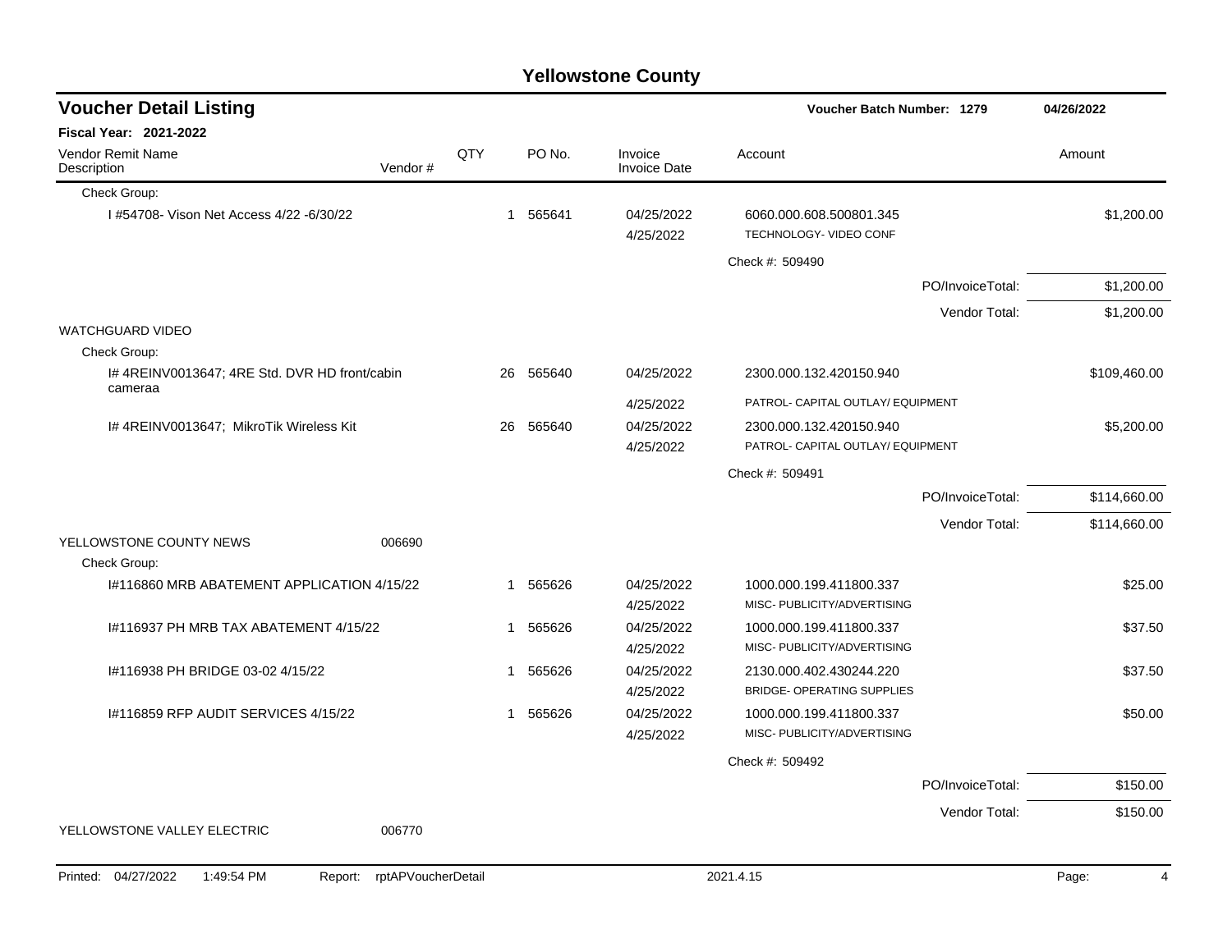# Yellowstone County

## Voucher Detail Listing

Voucher Batch Number: 1279 — 04/26/2022

**Fiscal Year: 2021-2022**

| Vendor Remit Name / Description | Vendor # | QTY | PO No. | Invoice / Invoice Date | Account | Amount |
|---|---|---|---|---|---|---|
| Check Group: | | | | | | |
| I #54708- Vison Net Access 4/22 -6/30/22 | | 1 | 565641 | 04/25/2022<br>4/25/2022 | 6060.000.608.500801.345<br>TECHNOLOGY- VIDEO CONF | $1,200.00 |
| | | | | | Check #: 509490 | |
| | | | | | PO/InvoiceTotal: | $1,200.00 |
| | | | | | Vendor Total: | $1,200.00 |
| WATCHGUARD VIDEO | | | | | | |
| Check Group: | | | | | | |
| I# 4REINV0013647; 4RE Std. DVR HD front/cabin cameraa | | 26 | 565640 | 04/25/2022<br>4/25/2022 | 2300.000.132.420150.940<br>PATROL- CAPITAL OUTLAY/ EQUIPMENT | $109,460.00 |
| I# 4REINV0013647; MikroTik Wireless Kit | | 26 | 565640 | 04/25/2022<br>4/25/2022 | 2300.000.132.420150.940<br>PATROL- CAPITAL OUTLAY/ EQUIPMENT | $5,200.00 |
| | | | | | Check #: 509491 | |
| | | | | | PO/InvoiceTotal: | $114,660.00 |
| | | | | | Vendor Total: | $114,660.00 |
| YELLOWSTONE COUNTY NEWS | 006690 | | | | | |
| Check Group: | | | | | | |
| I#116860 MRB ABATEMENT APPLICATION 4/15/22 | | 1 | 565626 | 04/25/2022<br>4/25/2022 | 1000.000.199.411800.337<br>MISC- PUBLICITY/ADVERTISING | $25.00 |
| I#116937 PH MRB TAX ABATEMENT 4/15/22 | | 1 | 565626 | 04/25/2022<br>4/25/2022 | 1000.000.199.411800.337<br>MISC- PUBLICITY/ADVERTISING | $37.50 |
| I#116938 PH BRIDGE 03-02 4/15/22 | | 1 | 565626 | 04/25/2022<br>4/25/2022 | 2130.000.402.430244.220<br>BRIDGE- OPERATING SUPPLIES | $37.50 |
| I#116859 RFP AUDIT SERVICES 4/15/22 | | 1 | 565626 | 04/25/2022<br>4/25/2022 | 1000.000.199.411800.337<br>MISC- PUBLICITY/ADVERTISING | $50.00 |
| | | | | | Check #: 509492 | |
| | | | | | PO/InvoiceTotal: | $150.00 |
| | | | | | Vendor Total: | $150.00 |
| YELLOWSTONE VALLEY ELECTRIC | 006770 | | | | | |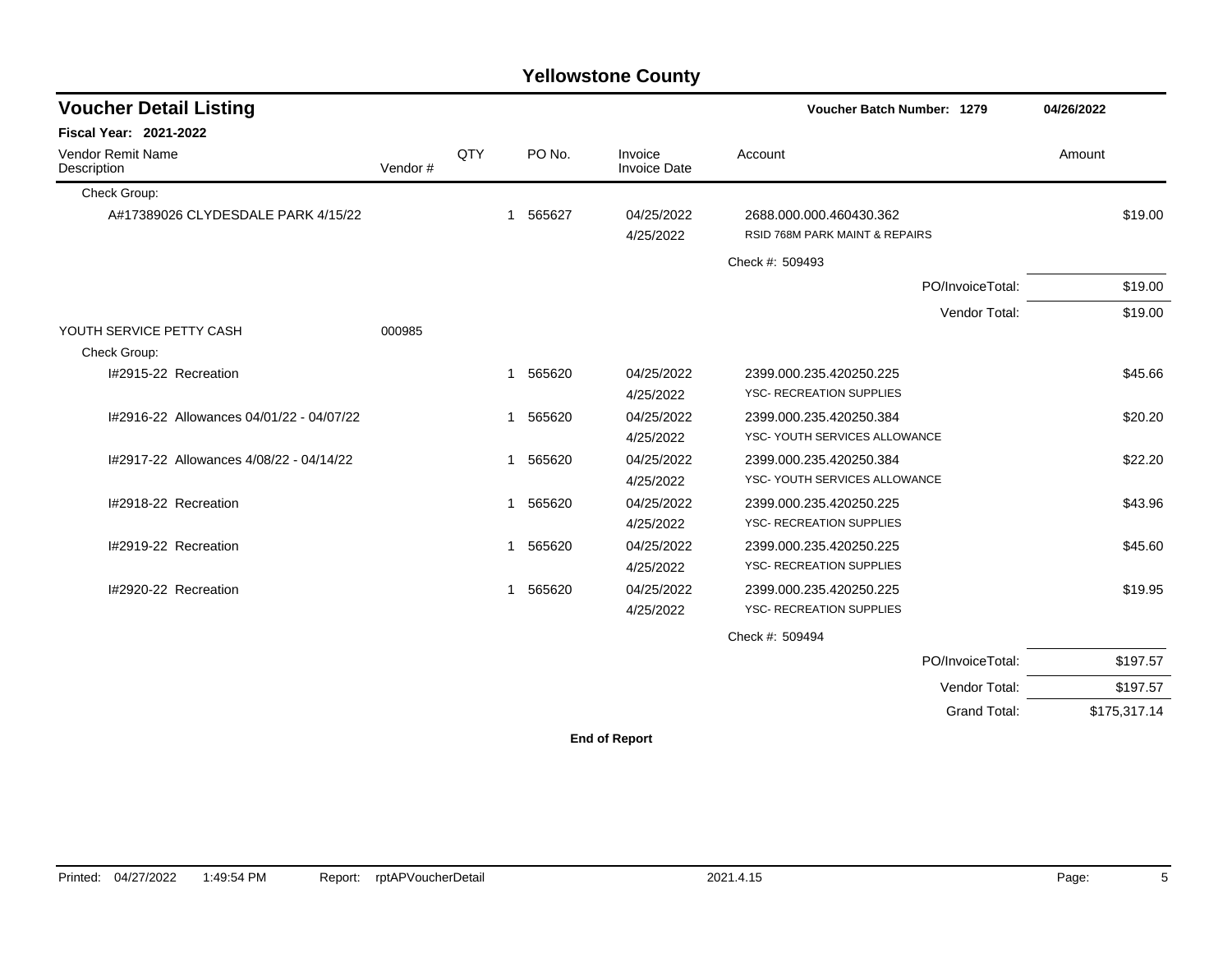## Yellowstone County

### Voucher Detail Listing

**Voucher Batch Number: 1279** **04/26/2022**

**Fiscal Year: 2021-2022**

| Vendor Remit Name / Description | Vendor # | QTY | PO No. | Invoice / Invoice Date | Account | Amount |
|---|---|---|---|---|---|---|
| Check Group: | | | | | | |
| A#17389026 CLYDESDALE PARK 4/15/22 | | 1 | 565627 | 04/25/2022<br>4/25/2022 | 2688.000.000.460430.362<br>RSID 768M PARK MAINT & REPAIRS | $19.00 |
| | | | | | Check #: 509493 | |
| | | | | | PO/InvoiceTotal: | $19.00 |
| | | | | | Vendor Total: | $19.00 |
| YOUTH SERVICE PETTY CASH | 000985 | | | | | |
| Check Group: | | | | | | |
| I#2915-22 Recreation | | 1 | 565620 | 04/25/2022<br>4/25/2022 | 2399.000.235.420250.225<br>YSC- RECREATION SUPPLIES | $45.66 |
| I#2916-22 Allowances 04/01/22 - 04/07/22 | | 1 | 565620 | 04/25/2022<br>4/25/2022 | 2399.000.235.420250.384<br>YSC- YOUTH SERVICES ALLOWANCE | $20.20 |
| I#2917-22 Allowances 4/08/22 - 04/14/22 | | 1 | 565620 | 04/25/2022<br>4/25/2022 | 2399.000.235.420250.384<br>YSC- YOUTH SERVICES ALLOWANCE | $22.20 |
| I#2918-22 Recreation | | 1 | 565620 | 04/25/2022<br>4/25/2022 | 2399.000.235.420250.225<br>YSC- RECREATION SUPPLIES | $43.96 |
| I#2919-22 Recreation | | 1 | 565620 | 04/25/2022<br>4/25/2022 | 2399.000.235.420250.225<br>YSC- RECREATION SUPPLIES | $45.60 |
| I#2920-22 Recreation | | 1 | 565620 | 04/25/2022<br>4/25/2022 | 2399.000.235.420250.225<br>YSC- RECREATION SUPPLIES | $19.95 |
| | | | | | Check #: 509494 | |
| | | | | | PO/InvoiceTotal: | $197.57 |
| | | | | | Vendor Total: | $197.57 |
| | | | | | Grand Total: | $175,317.14 |

**End of Report**

Printed: 04/27/2022 1:49:54 PM Report: rptAPVoucherDetail 2021.4.15